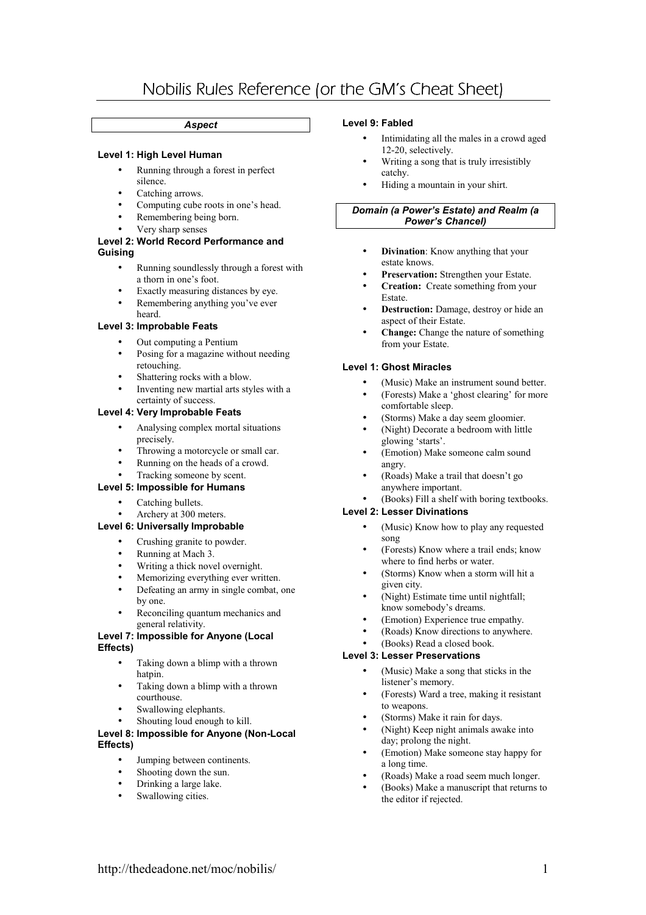# Nobilis Rules Reference (or the GM's Cheat Sheet)

## *Aspect*

### Level 1: High Level Human

- Running through a forest in perfect silence.
- Catching arrows.
- Computing cube roots in one's head.
- Remembering being born.
- Very sharp senses

### Level 2: World Record Performance and Guising

- Running soundlessly through a forest with a thorn in one's foot.
- Exactly measuring distances by eye.
- Remembering anything you've ever heard.

### Level 3: Improbable Feats

- Out computing a Pentium
- Posing for a magazine without needing retouching.
- Shattering rocks with a blow.
- Inventing new martial arts styles with a certainty of success.

### Level 4: Very Improbable Feats

- Analysing complex mortal situations precisely.
- Throwing a motorcycle or small car.
- Running on the heads of a crowd.
- Tracking someone by scent.

### Level 5: Impossible for Humans

- Catching bullets.
- Archery at 300 meters.

### Level 6: Universally Improbable

- Crushing granite to powder.
- Running at Mach 3.
- Writing a thick novel overnight.
- Memorizing everything ever written.
- Defeating an army in single combat, one by one.
- Reconciling quantum mechanics and general relativity.

### Level 7: Impossible for Anyone (Local Effects)

- Taking down a blimp with a thrown hatpin.
- Taking down a blimp with a thrown courthouse.
- Swallowing elephants.
- Shouting loud enough to kill.

### Level 8: Impossible for Anyone (Non-Local Effects)

- Jumping between continents.
- Shooting down the sun.
- Drinking a large lake.
- Swallowing cities.

### Level 9: Fabled

- Intimidating all the males in a crowd aged 12-20, selectively.
- Writing a song that is truly irresistibly catchy.
- Hiding a mountain in your shirt.

## *Domain (a Power's Estate) and Realm (a Power's Chancel)*

- **Divination**: Know anything that your estate knows.
- **Preservation:** Strengthen your Estate.
- **Creation:** Create something from your Estate.
- **Destruction:** Damage, destroy or hide an aspect of their Estate.
- **Change:** Change the nature of something from your Estate.

### Level 1: Ghost Miracles

- (Music) Make an instrument sound better.
- (Forests) Make a 'ghost clearing' for more comfortable sleep.
- (Storms) Make a day seem gloomier.
- (Night) Decorate a bedroom with little glowing 'starts'.
- (Emotion) Make someone calm sound angry.
- (Roads) Make a trail that doesn't go anywhere important.
- (Books) Fill a shelf with boring textbooks.

### Level 2: Lesser Divinations

- (Music) Know how to play any requested song
- (Forests) Know where a trail ends; know where to find herbs or water.
- (Storms) Know when a storm will hit a given city.
- (Night) Estimate time until nightfall; know somebody's dreams.
- (Emotion) Experience true empathy.
- (Roads) Know directions to anywhere.
- (Books) Read a closed book.

### Level 3: Lesser Preservations

- (Music) Make a song that sticks in the listener's memory.
- (Forests) Ward a tree, making it resistant to weapons.
- (Storms) Make it rain for days.
- (Night) Keep night animals awake into day; prolong the night.
- (Emotion) Make someone stay happy for a long time.
- (Roads) Make a road seem much longer.
- (Books) Make a manuscript that returns to the editor if rejected.

http://thedeadone.net/moc/nobilis/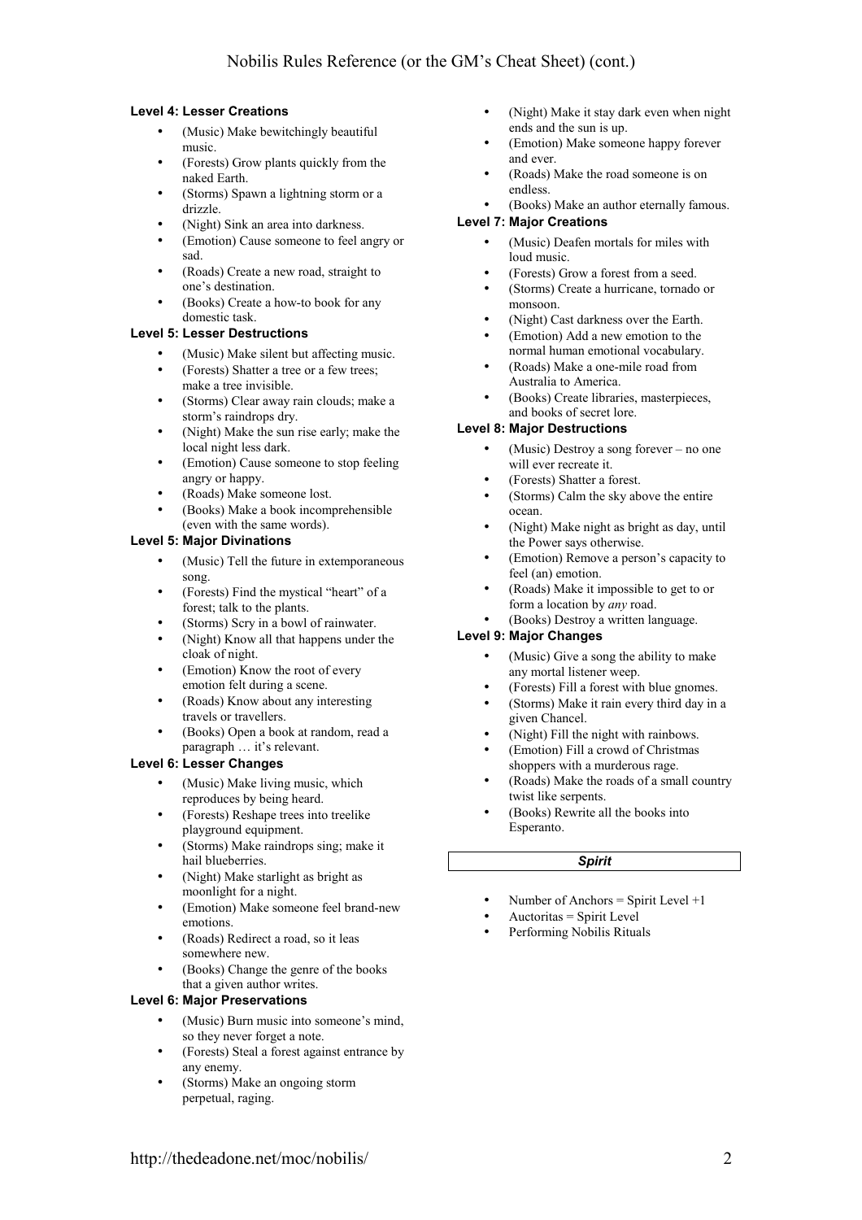#### Level 4: Lesser Creations

- (Music) Make bewitchingly beautiful music.
- (Forests) Grow plants quickly from the naked Earth.
- (Storms) Spawn a lightning storm or a drizzle.
- (Night) Sink an area into darkness.
- (Emotion) Cause someone to feel angry or sad.
- (Roads) Create a new road, straight to one's destination.
- (Books) Create a how-to book for any domestic task.

#### Level 5: Lesser Destructions

- (Music) Make silent but affecting music.
- (Forests) Shatter a tree or a few trees; make a tree invisible.
- (Storms) Clear away rain clouds; make a storm's raindrops dry.
- (Night) Make the sun rise early; make the local night less dark.
- (Emotion) Cause someone to stop feeling angry or happy.
- (Roads) Make someone lost.
- (Books) Make a book incomprehensible (even with the same words).

#### Level 5: Major Divinations

- (Music) Tell the future in extemporaneous song.
- (Forests) Find the mystical "heart" of a forest; talk to the plants.
- (Storms) Scry in a bowl of rainwater.
- (Night) Know all that happens under the cloak of night.
- (Emotion) Know the root of every emotion felt during a scene.
- (Roads) Know about any interesting travels or travellers.
- (Books) Open a book at random, read a paragraph … it's relevant.

#### Level 6: Lesser Changes

- (Music) Make living music, which reproduces by being heard.
- (Forests) Reshape trees into treelike playground equipment.
- (Storms) Make raindrops sing; make it hail blueberries.
- (Night) Make starlight as bright as moonlight for a night.
- (Emotion) Make someone feel brand-new emotions.
- (Roads) Redirect a road, so it leas somewhere new.
- (Books) Change the genre of the books that a given author writes.

#### Level 6: Major Preservations

- (Music) Burn music into someone's mind, so they never forget a note.
- (Forests) Steal a forest against entrance by any enemy.
- (Storms) Make an ongoing storm perpetual, raging.
- (Night) Make it stay dark even when night ends and the sun is up.
- (Emotion) Make someone happy forever and ever.
- (Roads) Make the road someone is on endless.
- (Books) Make an author eternally famous.

#### Level 7: Major Creations

- (Music) Deafen mortals for miles with loud music.
- (Forests) Grow a forest from a seed.
- (Storms) Create a hurricane, tornado or monsoon.
- (Night) Cast darkness over the Earth.
- (Emotion) Add a new emotion to the normal human emotional vocabulary.
- (Roads) Make a one-mile road from Australia to America.
- (Books) Create libraries, masterpieces, and books of secret lore.

#### Level 8: Major Destructions

- (Music) Destroy a song forever – no one will ever recreate it.
- (Forests) Shatter a forest.
- (Storms) Calm the sky above the entire ocean.
- (Night) Make night as bright as day, until the Power says otherwise.
- (Emotion) Remove a person's capacity to feel (an) emotion.
- (Roads) Make it impossible to get to or form a location by *any* road.
- (Books) Destroy a written language.

#### Level 9: Major Changes

- (Music) Give a song the ability to make any mortal listener weep.
- (Forests) Fill a forest with blue gnomes.
- (Storms) Make it rain every third day in a given Chancel.
- (Night) Fill the night with rainbows.
- (Emotion) Fill a crowd of Christmas shoppers with a murderous rage.
- (Roads) Make the roads of a small country twist like serpents.
- (Books) Rewrite all the books into Esperanto.

### *Spirit*

- Number of Anchors = Spirit Level +1
- Auctoritas = Spirit Level
- Performing Nobilis Rituals